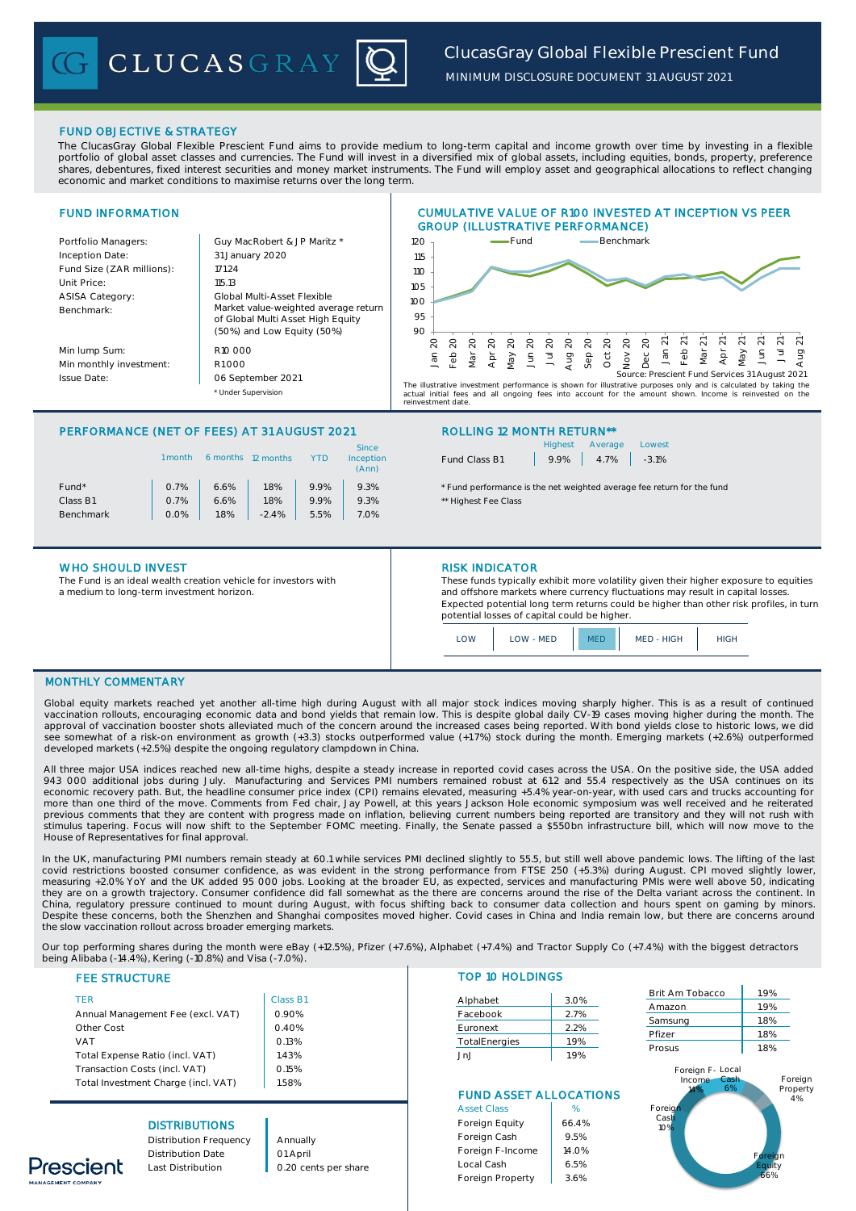# ClucasGray Global Flexible Prescient Fund

MINIMUM DISCLOSURE DOCUMENT 31 AUGUST 2021

## FUND OBJECTIVE & STRATEGY

The ClucasGray Global Flexible Prescient Fund aims to provide medium to long-term capital and income growth over time by investing in a flexible portfolio of global asset classes and currencies. The Fund will invest in a diversified mix of global assets, including equities, bonds, property, preference shares, debentures, fixed interest securities and money market instruments. The Fund will employ asset and geographical allocations to reflect changing economic and market conditions to maximise returns over the long term.

## FUND INFORMATION

| | |
|---|---|
| Portfolio Managers: | Guy MacRobert & J P Maritz * |
| Inception Date: | 31 January 2020 |
| Fund Size (ZAR millions): | 17 124 |
| Unit Price: | 115.13 |
| ASISA Category: | Global Multi-Asset Flexible |
| Benchmark: | Market value-weighted average return of Global Multi Asset High Equity (50%) and Low Equity (50%) |
| Min lump Sum: | R10 000 |
| Min monthly investment: | R1 000 |
| Issue Date: | 06 September 2021 |

* Under Supervision

## CUMULATIVE VALUE OF R100 INVESTED AT INCEPTION VS PEER GROUP (ILLUSTRATIVE PERFORMANCE)

Source: Prescient Fund Services 31 August 2021

The illustrative investment performance is shown for illustrative purposes only and is calculated by taking the actual initial fees and all ongoing fees into account for the amount shown. Income is reinvested on the reinvestment date.

## PERFORMANCE (NET OF FEES) AT 31 AUGUST 2021

| | 1 month | 6 months | 12 months | YTD | Since Inception (Ann) |
|---|---|---|---|---|---|
| Fund* | 0.7% | 6.6% | 18% | 9.9% | 9.3% |
| Class B1 | 0.7% | 6.6% | 18% | 9.9% | 9.3% |
| Benchmark | 0.0% | 1.8% | -2.4% | 5.5% | 7.0% |

## ROLLING 12 MONTH RETURN**

| | Highest | Average | Lowest |
|---|---|---|---|
| Fund Class B1 | 9.9% | 4.7% | -3.1% |

\* Fund performance is the net weighted average fee return for the fund

** Highest Fee Class

## WHO SHOULD INVEST

The Fund is an ideal wealth creation vehicle for investors with a medium to long-term investment horizon.

## RISK INDICATOR

These funds typically exhibit more volatility given their higher exposure to equities and offshore markets where currency fluctuations may result in capital losses. Expected potential long term returns could be higher than other risk profiles, in turn potential losses of capital could be higher.

LOW | LOW - MED | **MED** | MED - HIGH | HIGH

## MONTHLY COMMENTARY

Global equity markets reached yet another all-time high during August with all major stock indices moving sharply higher. This is as a result of continued vaccination rollouts, encouraging economic data and bond yields that remain low. This is despite global daily CV-19 cases moving higher during the month. The approval of vaccination booster shots alleviated much of the concern around the increased cases being reported. With bond yields close to historic lows, we did see somewhat of a risk-on environment as growth (+3.3) stocks outperformed value (+1.7%) stock during the month. Emerging markets (+2.6%) outperformed developed markets (+2.5%) despite the ongoing regulatory clampdown in China.

All three major USA indices reached new all-time highs, despite a steady increase in reported covid cases across the USA. On the positive side, the USA added 943 000 additional jobs during July. Manufacturing and Services PMI numbers remained robust at 61.2 and 55.4 respectively as the USA continues on its economic recovery path. But, the headline consumer price index (CPI) remains elevated, measuring +5.4% year-on-year, with used cars and trucks accounting for more than one third of the move. Comments from Fed chair, Jay Powell, at this years Jackson Hole economic symposium was well received and he reiterated previous comments that they are content with progress made on inflation, believing current numbers being reported are transitory and they will not rush with stimulus tapering. Focus will now shift to the September FOMC meeting. Finally, the Senate passed a $550bn infrastructure bill, which will now move to the House of Representatives for final approval.

In the UK, manufacturing PMI numbers remain steady at 60.1 while services PMI declined slightly to 55.5, but still well above pandemic lows. The lifting of the last covid restrictions boosted consumer confidence, as was evident in the strong performance from FTSE 250 (+5.3%) during August. CPI moved slightly lower, measuring +2.0% YoY and the UK added 95 000 jobs. Looking at the broader EU, as expected, services and manufacturing PMIs were well above 50, indicating they are on a growth trajectory. Consumer confidence did fall somewhat as the there are concerns around the rise of the Delta variant across the continent. In China, regulatory pressure continued to mount during August, with focus shifting back to consumer data collection and hours spent on gaming by minors. Despite these concerns, both the Shenzhen and Shanghai composites moved higher. Covid cases in China and India remain low, but there are concerns around the slow vaccination rollout across broader emerging markets.

Our top performing shares during the month were eBay (+12.5%), Pfizer (+7.6%), Alphabet (+7.4%) and Tractor Supply Co (+7.4%) with the biggest detractors being Alibaba (-14.4%), Kering (-10.8%) and Visa (-7.0%).

## FEE STRUCTURE

| TER | Class B1 |
|---|---|
| Annual Management Fee (excl. VAT) | 0.90% |
| Other Cost | 0.40% |
| VAT | 0.13% |
| Total Expense Ratio (incl. VAT) | 1.43% |
| Transaction Costs (incl. VAT) | 0.15% |
| Total Investment Charge (incl. VAT) | 1.58% |

## DISTRIBUTIONS

| | |
|---|---|
| Distribution Frequency | Annually |
| Distribution Date | 01 April |
| Last Distribution | 0.20 cents per share |

## TOP 10 HOLDINGS

| | |
|---|---|
| Alphabet | 3.0% |
| Facebook | 2.7% |
| Euronext | 2.2% |
| TotalEnergies | 1.9% |
| JnJ | 1.9% |
| Brit Am Tobacco | 1.9% |
| Amazon | 1.9% |
| Samsung | 1.8% |
| Pfizer | 1.8% |
| Prosus | 1.8% |

## FUND ASSET ALLOCATIONS

| Asset Class | % |
|---|---|
| Foreign Equity | 66.4% |
| Foreign Cash | 9.5% |
| Foreign F-Income | 14.0% |
| Local Cash | 6.5% |
| Foreign Property | 3.6% |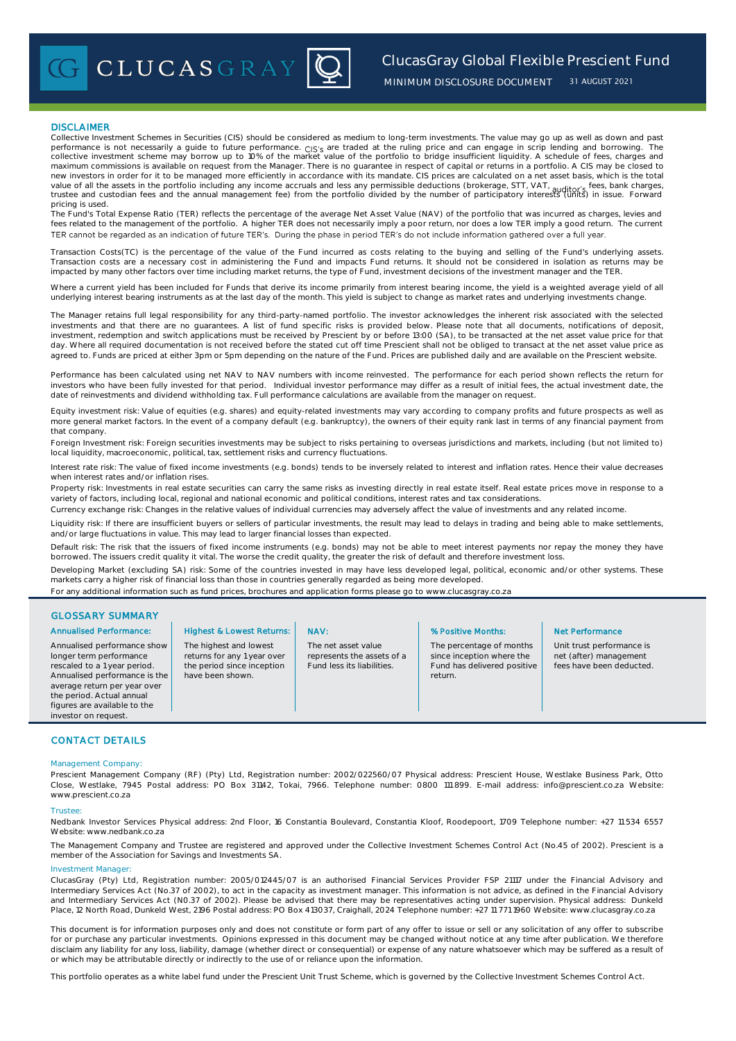# ClucasGray Global Flexible Prescient Fund

MINIMUM DISCLOSURE DOCUMENT 31 AUGUST 2021

## DISCLAIMER

Collective Investment Schemes in Securities (CIS) should be considered as medium to long-term investments. The value may go up as well as down and past performance is not necessarily a guide to future performance. CIS's are traded at the ruling price and can engage in scrip lending and borrowing. The collective investment scheme may borrow up to 10% of the market value of the portfolio to bridge insufficient liquidity. A schedule of fees, charges and maximum commissions is available on request from the Manager. There is no guarantee in respect of capital or returns in a portfolio. A CIS may be closed to new investors in order for it to be managed more efficiently in accordance with its mandate. CIS prices are calculated on a net asset basis, which is the total value of all the assets in the portfolio including any income accruals and less any permissible deductions (brokerage, STT, VAT, auditor's fees, bank charges, trustee and custodian fees and the annual management fee) from the portfolio divided by the number of participatory interests (units) in issue. Forward pricing is used.

The Fund's Total Expense Ratio (TER) reflects the percentage of the average Net Asset Value (NAV) of the portfolio that was incurred as charges, levies and fees related to the management of the portfolio. A higher TER does not necessarily imply a poor return, nor does a low TER imply a good return. The current TER cannot be regarded as an indication of future TER's. During the phase in period TER's do not include information gathered over a full year.

Transaction Costs(TC) is the percentage of the value of the Fund incurred as costs relating to the buying and selling of the Fund's underlying assets. Transaction costs are a necessary cost in administering the Fund and impacts Fund returns. It should not be considered in isolation as returns may be impacted by many other factors over time including market returns, the type of Fund, investment decisions of the investment manager and the TER.

Where a current yield has been included for Funds that derive its income primarily from interest bearing income, the yield is a weighted average yield of all underlying interest bearing instruments as at the last day of the month. This yield is subject to change as market rates and underlying investments change.

The Manager retains full legal responsibility for any third-party-named portfolio. The investor acknowledges the inherent risk associated with the selected investments and that there are no guarantees. A list of fund specific risks is provided below. Please note that all documents, notifications of deposit, investment, redemption and switch applications must be received by Prescient by or before 13:00 (SA), to be transacted at the net asset value price for that day. Where all required documentation is not received before the stated cut off time Prescient shall not be obliged to transact at the net asset value price as agreed to. Funds are priced at either 3pm or 5pm depending on the nature of the Fund. Prices are published daily and are available on the Prescient website.

Performance has been calculated using net NAV to NAV numbers with income reinvested. The performance for each period shown reflects the return for investors who have been fully invested for that period. Individual investor performance may differ as a result of initial fees, the actual investment date, the date of reinvestments and dividend withholding tax. Full performance calculations are available from the manager on request.

Equity investment risk: Value of equities (e.g. shares) and equity-related investments may vary according to company profits and future prospects as well as more general market factors. In the event of a company default (e.g. bankruptcy), the owners of their equity rank last in terms of any financial payment from that company.

Foreign Investment risk: Foreign securities investments may be subject to risks pertaining to overseas jurisdictions and markets, including (but not limited to) local liquidity, macroeconomic, political, tax, settlement risks and currency fluctuations.

Interest rate risk: The value of fixed income investments (e.g. bonds) tends to be inversely related to interest and inflation rates. Hence their value decreases when interest rates and/or inflation rises.

Property risk: Investments in real estate securities can carry the same risks as investing directly in real estate itself. Real estate prices move in response to a variety of factors, including local, regional and national economic and political conditions, interest rates and tax considerations.

Currency exchange risk: Changes in the relative values of individual currencies may adversely affect the value of investments and any related income.

Liquidity risk: If there are insufficient buyers or sellers of particular investments, the result may lead to delays in trading and being able to make settlements, and/or large fluctuations in value. This may lead to larger financial losses than expected.

Default risk: The risk that the issuers of fixed income instruments (e.g. bonds) may not be able to meet interest payments nor repay the money they have borrowed. The issuers credit quality it vital. The worse the credit quality, the greater the risk of default and therefore investment loss.

Developing Market (excluding SA) risk: Some of the countries invested in may have less developed legal, political, economic and/or other systems. These markets carry a higher risk of financial loss than those in countries generally regarded as being more developed.

For any additional information such as fund prices, brochures and application forms please go to www.clucasgray.co.za

## GLOSSARY SUMMARY

**Annualised Performance:** Annualised performance show longer term performance rescaled to a 1 year period. Annualised performance is the average return per year over the period. Actual annual figures are available to the investor on request.

**Highest & Lowest Returns:** The highest and lowest returns for any 1 year over the period since inception have been shown.

**NAV:** The net asset value represents the assets of a Fund less its liabilities.

**% Positive Months:** The percentage of months since inception where the Fund has delivered positive return.

**Net Performance:** Unit trust performance is net (after) management fees have been deducted.

## CONTACT DETAILS

### Management Company:

Prescient Management Company (RF) (Pty) Ltd, Registration number: 2002/022560/07 Physical address: Prescient House, Westlake Business Park, Otto Close, Westlake, 7945 Postal address: PO Box 31142, Tokai, 7966. Telephone number: 0800 111 899. E-mail address: info@prescient.co.za Website: www.prescient.co.za

### Trustee:

Nedbank Investor Services Physical address: 2nd Floor, 16 Constantia Boulevard, Constantia Kloof, Roodepoort, 1709 Telephone number: +27 11 534 6557 Website: www.nedbank.co.za

The Management Company and Trustee are registered and approved under the Collective Investment Schemes Control Act (No.45 of 2002). Prescient is a member of the Association for Savings and Investments SA.

### Investment Manager:

ClucasGray (Pty) Ltd, Registration number: 2005/012445/07 is an authorised Financial Services Provider FSP 21117 under the Financial Advisory and Intermediary Services Act (No.37 of 2002), to act in the capacity as investment manager. This information is not advice, as defined in the Financial Advisory and Intermediary Services Act (N0.37 of 2002). Please be advised that there may be representatives acting under supervision. Physical address: Dunkeld Place, 12 North Road, Dunkeld West, 2196 Postal address: PO Box 413037, Craighall, 2024 Telephone number: +27 11 771 1960 Website: www.clucasgray.co.za

This document is for information purposes only and does not constitute or form part of any offer to issue or sell or any solicitation of any offer to subscribe for or purchase any particular investments. Opinions expressed in this document may be changed without notice at any time after publication. We therefore disclaim any liability for any loss, liability, damage (whether direct or consequential) or expense of any nature whatsoever which may be suffered as a result of or which may be attributable directly or indirectly to the use of or reliance upon the information.

This portfolio operates as a white label fund under the Prescient Unit Trust Scheme, which is governed by the Collective Investment Schemes Control Act.